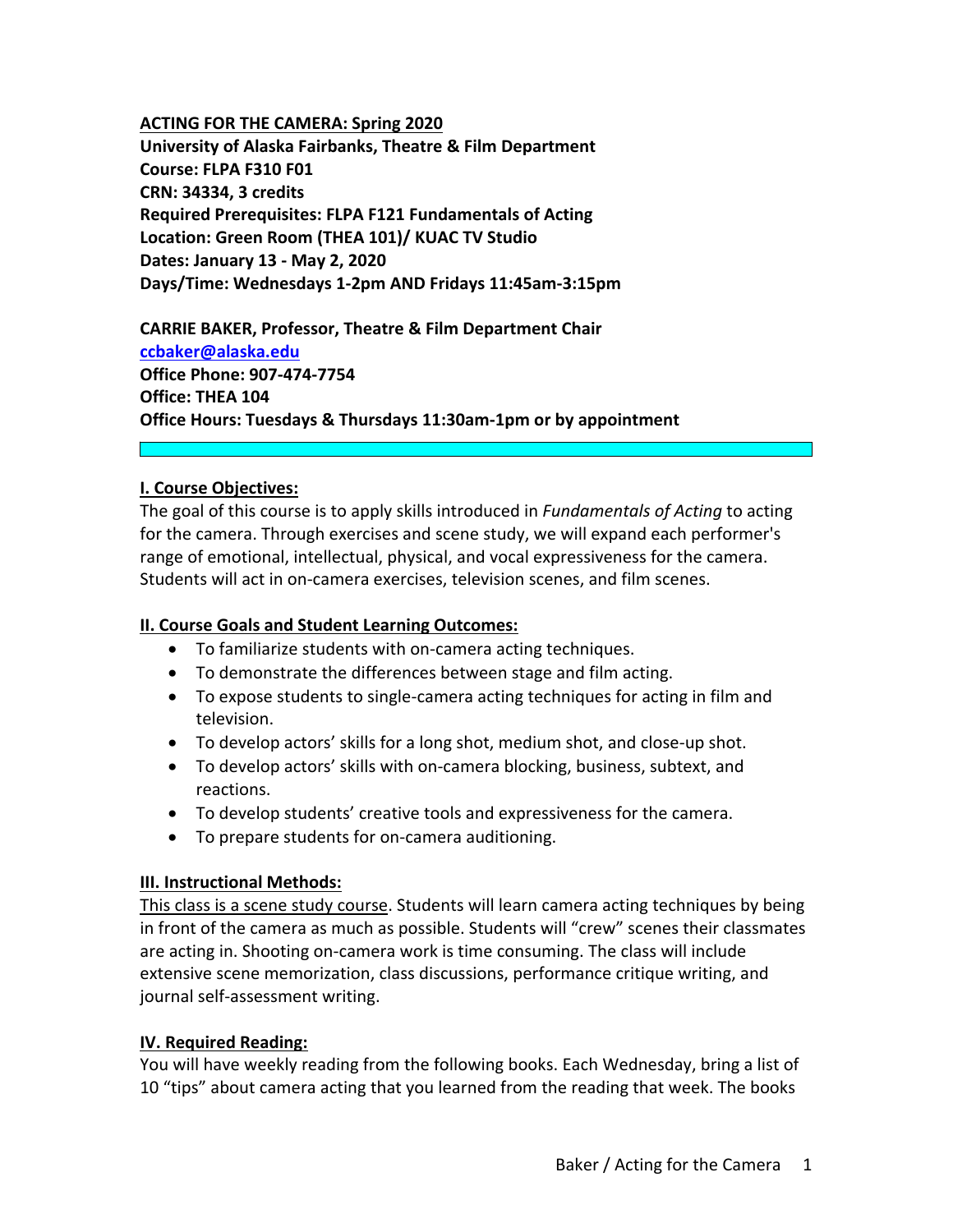**ACTING FOR THE CAMERA: Spring 2020**
**University of Alaska Fairbanks, Theatre & Film Department**
**Course: FLPA F310 F01**
**CRN: 34334, 3 credits**
**Required Prerequisites: FLPA F121 Fundamentals of Acting**
**Location: Green Room (THEA 101)/ KUAC TV Studio**
**Dates: January 13 - May 2, 2020**
**Days/Time: Wednesdays 1-2pm AND Fridays 11:45am-3:15pm**

**CARRIE BAKER, Professor, Theatre & Film Department Chair**
**ccbaker@alaska.edu**
**Office Phone: 907-474-7754**
**Office: THEA 104**
**Office Hours: Tuesdays & Thursdays 11:30am-1pm or by appointment**

## I. Course Objectives:

The goal of this course is to apply skills introduced in *Fundamentals of Acting* to acting for the camera. Through exercises and scene study, we will expand each performer's range of emotional, intellectual, physical, and vocal expressiveness for the camera. Students will act in on-camera exercises, television scenes, and film scenes.

## II. Course Goals and Student Learning Outcomes:

- To familiarize students with on-camera acting techniques.
- To demonstrate the differences between stage and film acting.
- To expose students to single-camera acting techniques for acting in film and television.
- To develop actors' skills for a long shot, medium shot, and close-up shot.
- To develop actors' skills with on-camera blocking, business, subtext, and reactions.
- To develop students' creative tools and expressiveness for the camera.
- To prepare students for on-camera auditioning.

## III. Instructional Methods:

This class is a scene study course. Students will learn camera acting techniques by being in front of the camera as much as possible. Students will "crew" scenes their classmates are acting in. Shooting on-camera work is time consuming. The class will include extensive scene memorization, class discussions, performance critique writing, and journal self-assessment writing.

## IV. Required Reading:

You will have weekly reading from the following books. Each Wednesday, bring a list of 10 "tips" about camera acting that you learned from the reading that week. The books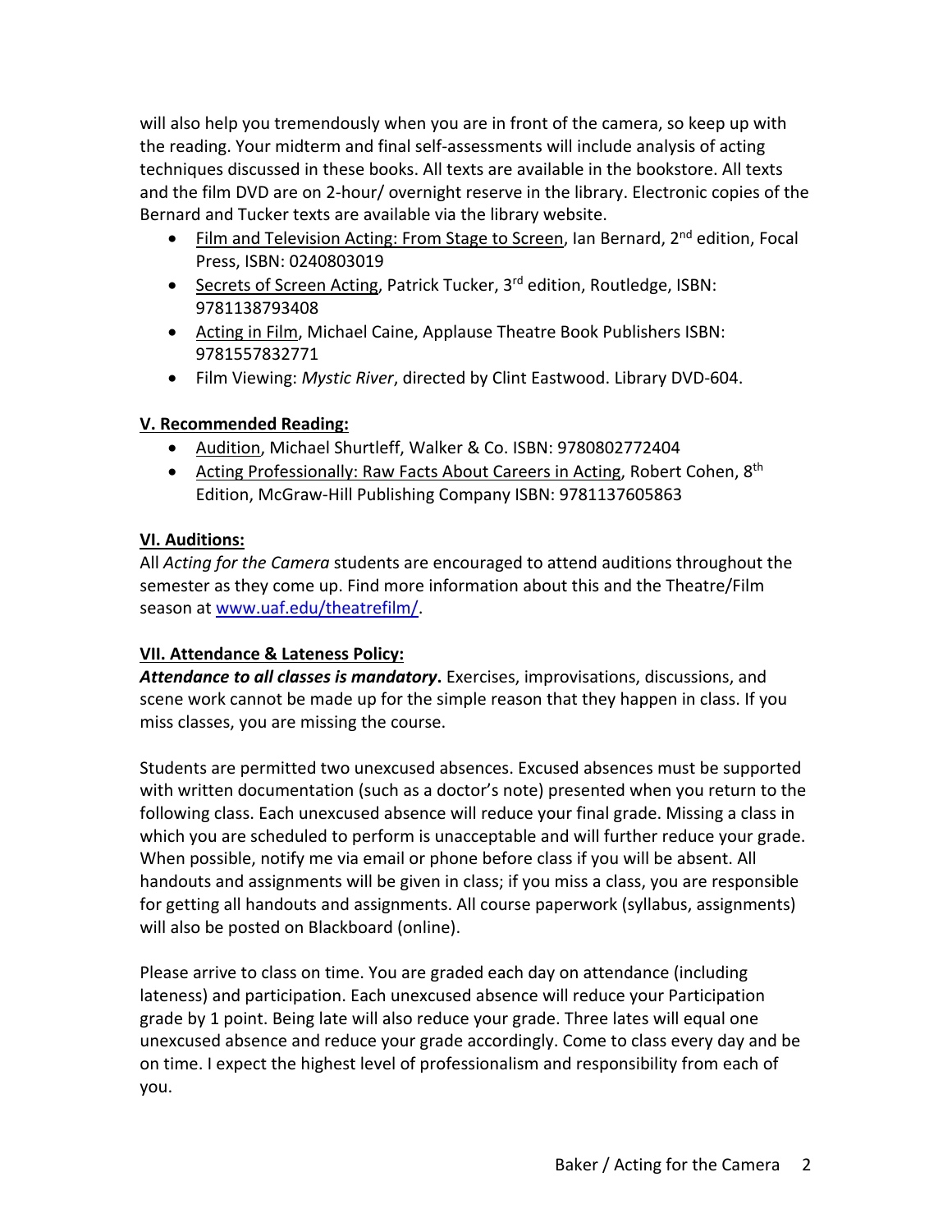will also help you tremendously when you are in front of the camera, so keep up with the reading. Your midterm and final self-assessments will include analysis of acting techniques discussed in these books. All texts are available in the bookstore. All texts and the film DVD are on 2-hour/ overnight reserve in the library. Electronic copies of the Bernard and Tucker texts are available via the library website.

- Film and Television Acting: From Stage to Screen, Ian Bernard, 2nd edition, Focal Press, ISBN: 0240803019
- Secrets of Screen Acting, Patrick Tucker, 3rd edition, Routledge, ISBN: 9781138793408
- Acting in Film, Michael Caine, Applause Theatre Book Publishers ISBN: 9781557832771
- Film Viewing: *Mystic River*, directed by Clint Eastwood. Library DVD-604.

## V. Recommended Reading:

- Audition, Michael Shurtleff, Walker & Co. ISBN: 9780802772404
- Acting Professionally: Raw Facts About Careers in Acting, Robert Cohen, 8th Edition, McGraw-Hill Publishing Company ISBN: 9781137605863

## VI. Auditions:

All *Acting for the Camera* students are encouraged to attend auditions throughout the semester as they come up. Find more information about this and the Theatre/Film season at [www.uaf.edu/theatrefilm/](http://www.uaf.edu/theatrefilm/).

## VII. Attendance & Lateness Policy:

***Attendance to all classes is mandatory*****.** Exercises, improvisations, discussions, and scene work cannot be made up for the simple reason that they happen in class. If you miss classes, you are missing the course.

Students are permitted two unexcused absences. Excused absences must be supported with written documentation (such as a doctor's note) presented when you return to the following class. Each unexcused absence will reduce your final grade. Missing a class in which you are scheduled to perform is unacceptable and will further reduce your grade. When possible, notify me via email or phone before class if you will be absent. All handouts and assignments will be given in class; if you miss a class, you are responsible for getting all handouts and assignments. All course paperwork (syllabus, assignments) will also be posted on Blackboard (online).

Please arrive to class on time. You are graded each day on attendance (including lateness) and participation. Each unexcused absence will reduce your Participation grade by 1 point. Being late will also reduce your grade. Three lates will equal one unexcused absence and reduce your grade accordingly. Come to class every day and be on time. I expect the highest level of professionalism and responsibility from each of you.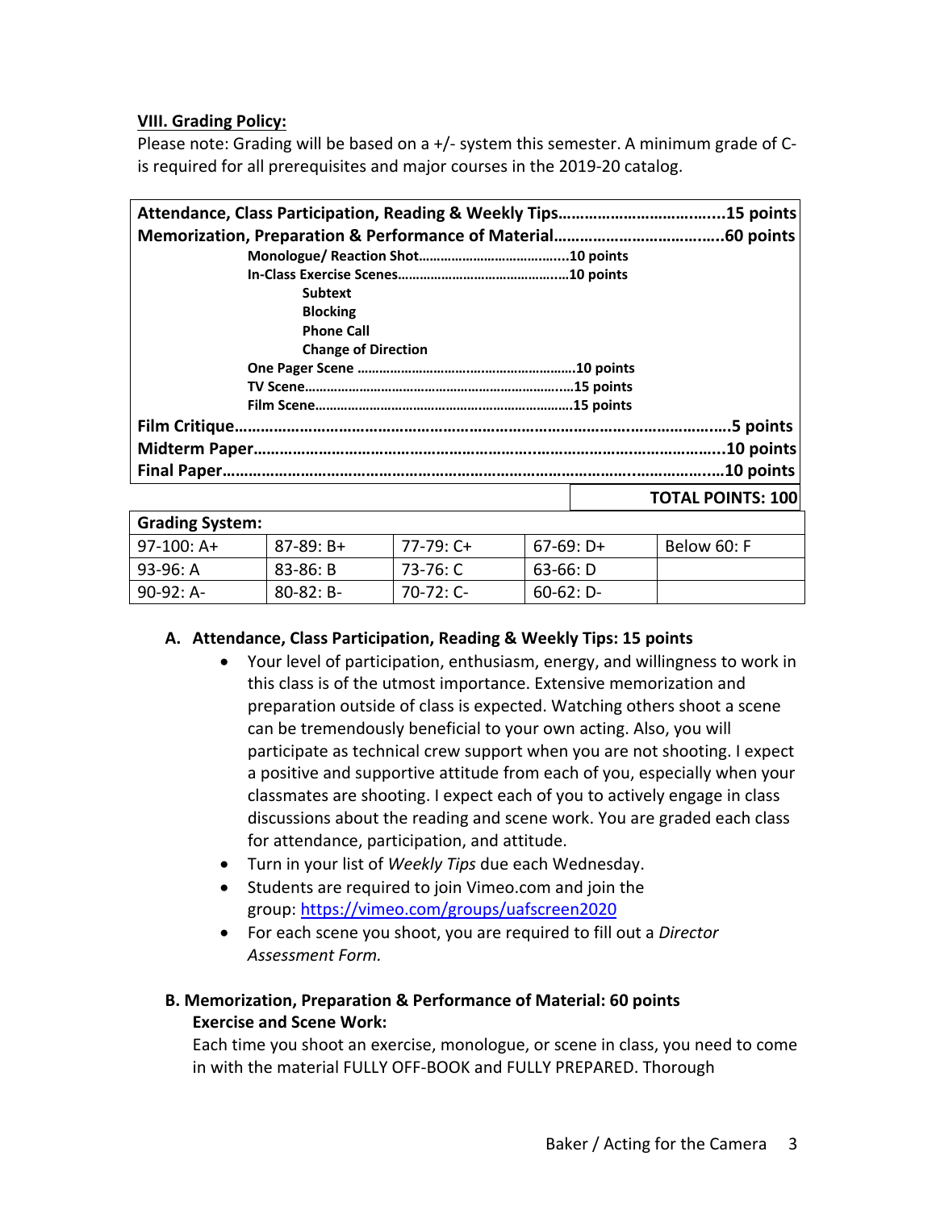## VIII. Grading Policy:

Please note: Grading will be based on a +/- system this semester. A minimum grade of C- is required for all prerequisites and major courses in the 2019-20 catalog.

| | |
|---|---|
| **Attendance, Class Participation, Reading & Weekly Tips** | **15 points** |
| **Memorization, Preparation & Performance of Material** | **60 points** |
| **Monologue/ Reaction Shot** ..... **10 points** | |
| **In-Class Exercise Scenes** ..... **10 points** | |
| **Subtext** | |
| **Blocking** | |
| **Phone Call** | |
| **Change of Direction** | |
| **One Pager Scene** ..... **10 points** | |
| **TV Scene** ..... **15 points** | |
| **Film Scene** ..... **15 points** | |
| **Film Critique** | **5 points** |
| **Midterm Paper** | **10 points** |
| **Final Paper** | **10 points** |
| | **TOTAL POINTS: 100** |

| Grading System: | | | | |
|---|---|---|---|---|
| 97-100: A+ | 87-89: B+ | 77-79: C+ | 67-69: D+ | Below 60: F |
| 93-96: A | 83-86: B | 73-76: C | 63-66: D | |
| 90-92: A- | 80-82: B- | 70-72: C- | 60-62: D- | |

### A. Attendance, Class Participation, Reading & Weekly Tips: 15 points

- Your level of participation, enthusiasm, energy, and willingness to work in this class is of the utmost importance. Extensive memorization and preparation outside of class is expected. Watching others shoot a scene can be tremendously beneficial to your own acting. Also, you will participate as technical crew support when you are not shooting. I expect a positive and supportive attitude from each of you, especially when your classmates are shooting. I expect each of you to actively engage in class discussions about the reading and scene work. You are graded each class for attendance, participation, and attitude.
- Turn in your list of *Weekly Tips* due each Wednesday.
- Students are required to join Vimeo.com and join the group: https://vimeo.com/groups/uafscreen2020
- For each scene you shoot, you are required to fill out a *Director Assessment Form.*

### B. Memorization, Preparation & Performance of Material: 60 points

**Exercise and Scene Work:**

Each time you shoot an exercise, monologue, or scene in class, you need to come in with the material FULLY OFF-BOOK and FULLY PREPARED. Thorough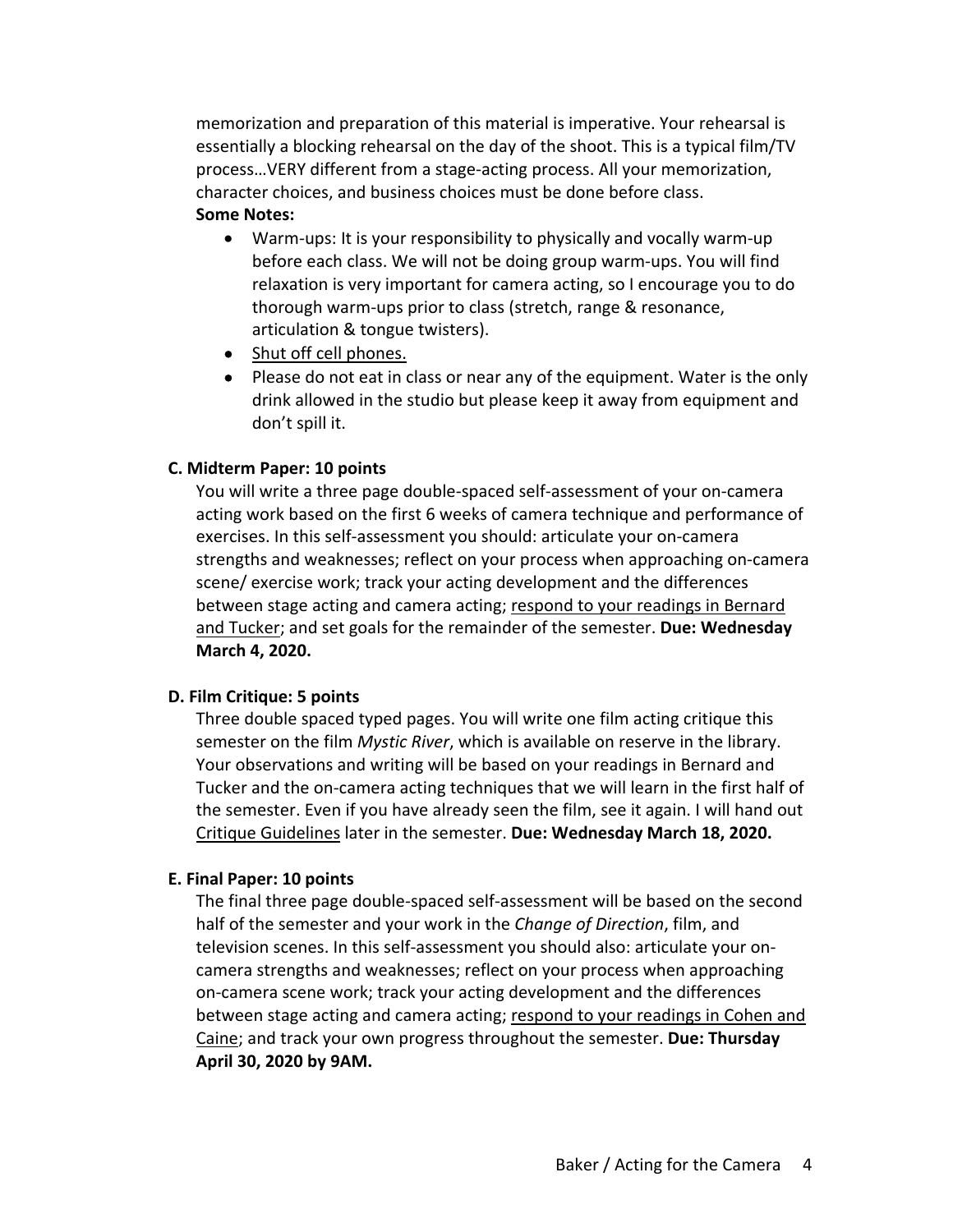memorization and preparation of this material is imperative. Your rehearsal is essentially a blocking rehearsal on the day of the shoot. This is a typical film/TV process…VERY different from a stage-acting process. All your memorization, character choices, and business choices must be done before class.

**Some Notes:**

- Warm-ups: It is your responsibility to physically and vocally warm-up before each class. We will not be doing group warm-ups. You will find relaxation is very important for camera acting, so I encourage you to do thorough warm-ups prior to class (stretch, range & resonance, articulation & tongue twisters).
- <u>Shut off cell phones.</u>
- Please do not eat in class or near any of the equipment. Water is the only drink allowed in the studio but please keep it away from equipment and don't spill it.

**C. Midterm Paper: 10 points**

You will write a three page double-spaced self-assessment of your on-camera acting work based on the first 6 weeks of camera technique and performance of exercises. In this self-assessment you should: articulate your on-camera strengths and weaknesses; reflect on your process when approaching on-camera scene/ exercise work; track your acting development and the differences between stage acting and camera acting; <u>respond to your readings in Bernard and Tucker</u>; and set goals for the remainder of the semester. **Due: Wednesday March 4, 2020.**

**D. Film Critique: 5 points**

Three double spaced typed pages. You will write one film acting critique this semester on the film *Mystic River*, which is available on reserve in the library. Your observations and writing will be based on your readings in Bernard and Tucker and the on-camera acting techniques that we will learn in the first half of the semester. Even if you have already seen the film, see it again. I will hand out <u>Critique Guidelines</u> later in the semester. **Due: Wednesday March 18, 2020.**

**E. Final Paper: 10 points**

The final three page double-spaced self-assessment will be based on the second half of the semester and your work in the *Change of Direction*, film, and television scenes. In this self-assessment you should also: articulate your on-camera strengths and weaknesses; reflect on your process when approaching on-camera scene work; track your acting development and the differences between stage acting and camera acting; <u>respond to your readings in Cohen and Caine</u>; and track your own progress throughout the semester. **Due: Thursday April 30, 2020 by 9AM.**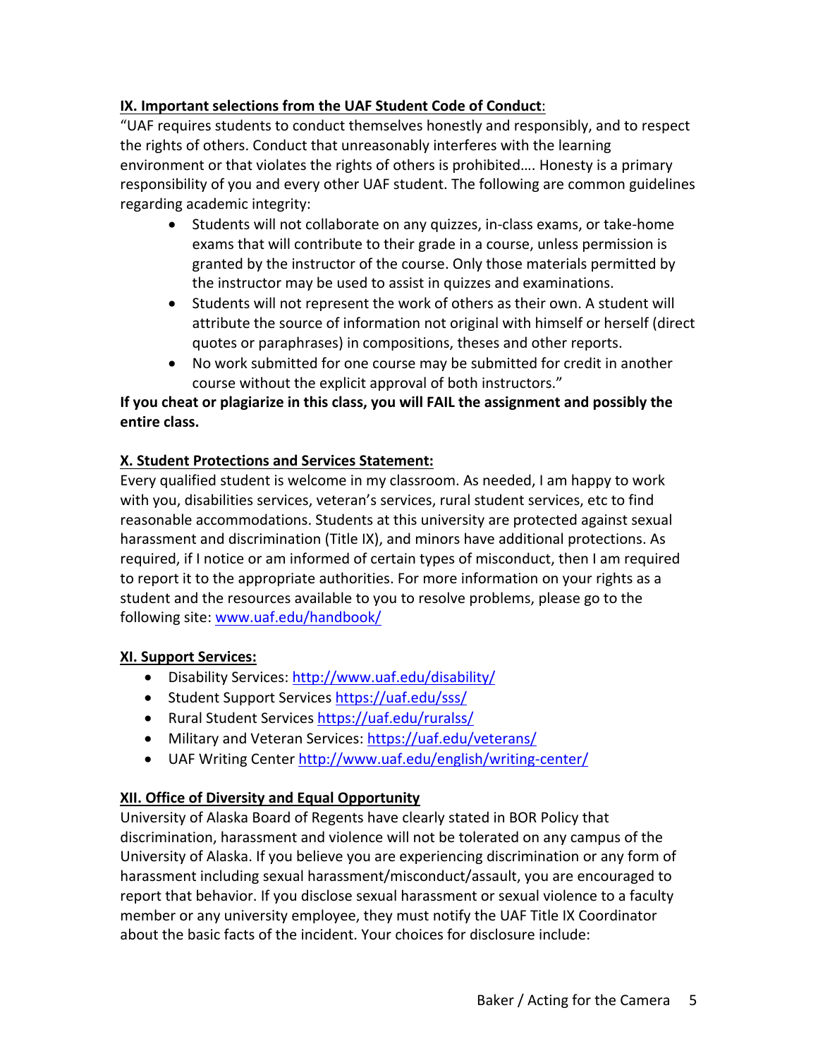**IX. Important selections from the UAF Student Code of Conduct**:

"UAF requires students to conduct themselves honestly and responsibly, and to respect the rights of others. Conduct that unreasonably interferes with the learning environment or that violates the rights of others is prohibited…. Honesty is a primary responsibility of you and every other UAF student. The following are common guidelines regarding academic integrity:

- Students will not collaborate on any quizzes, in-class exams, or take-home exams that will contribute to their grade in a course, unless permission is granted by the instructor of the course. Only those materials permitted by the instructor may be used to assist in quizzes and examinations.
- Students will not represent the work of others as their own. A student will attribute the source of information not original with himself or herself (direct quotes or paraphrases) in compositions, theses and other reports.
- No work submitted for one course may be submitted for credit in another course without the explicit approval of both instructors."

**If you cheat or plagiarize in this class, you will FAIL the assignment and possibly the entire class.**

**X. Student Protections and Services Statement:**

Every qualified student is welcome in my classroom. As needed, I am happy to work with you, disabilities services, veteran's services, rural student services, etc to find reasonable accommodations. Students at this university are protected against sexual harassment and discrimination (Title IX), and minors have additional protections. As required, if I notice or am informed of certain types of misconduct, then I am required to report it to the appropriate authorities. For more information on your rights as a student and the resources available to you to resolve problems, please go to the following site: www.uaf.edu/handbook/

**XI. Support Services:**

- Disability Services: http://www.uaf.edu/disability/
- Student Support Services https://uaf.edu/sss/
- Rural Student Services https://uaf.edu/ruralss/
- Military and Veteran Services: https://uaf.edu/veterans/
- UAF Writing Center http://www.uaf.edu/english/writing-center/

**XII. Office of Diversity and Equal Opportunity**

University of Alaska Board of Regents have clearly stated in BOR Policy that discrimination, harassment and violence will not be tolerated on any campus of the University of Alaska. If you believe you are experiencing discrimination or any form of harassment including sexual harassment/misconduct/assault, you are encouraged to report that behavior. If you disclose sexual harassment or sexual violence to a faculty member or any university employee, they must notify the UAF Title IX Coordinator about the basic facts of the incident. Your choices for disclosure include: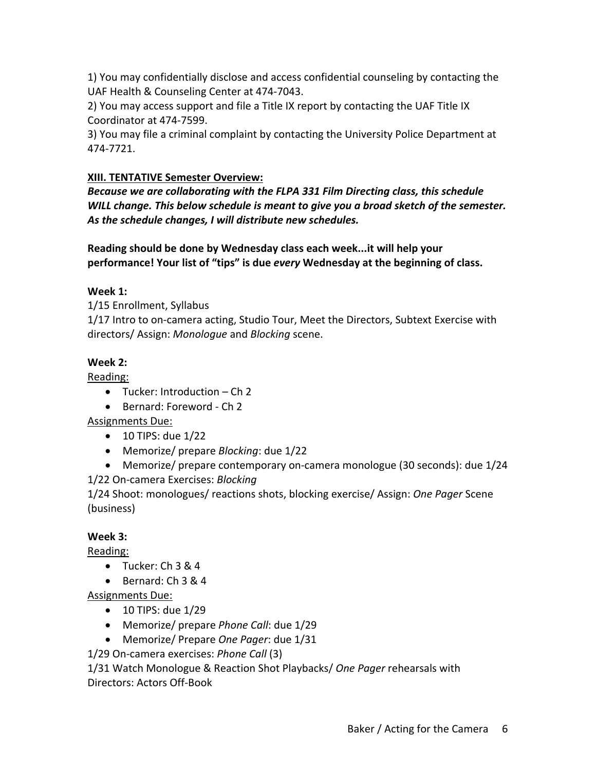1) You may confidentially disclose and access confidential counseling by contacting the UAF Health & Counseling Center at 474-7043.
2) You may access support and file a Title IX report by contacting the UAF Title IX Coordinator at 474-7599.
3) You may file a criminal complaint by contacting the University Police Department at 474-7721.

## XIII. TENTATIVE Semester Overview:

***Because we are collaborating with the FLPA 331 Film Directing class, this schedule WILL change. This below schedule is meant to give you a broad sketch of the semester. As the schedule changes, I will distribute new schedules.***

**Reading should be done by Wednesday class each week...it will help your performance! Your list of "tips" is due *every* Wednesday at the beginning of class.**

### Week 1:

1/15 Enrollment, Syllabus
1/17 Intro to on-camera acting, Studio Tour, Meet the Directors, Subtext Exercise with directors/ Assign: *Monologue* and *Blocking* scene.

### Week 2:

Reading:

- Tucker: Introduction – Ch 2
- Bernard: Foreword - Ch 2

Assignments Due:

- 10 TIPS: due 1/22
- Memorize/ prepare *Blocking*: due 1/22
- Memorize/ prepare contemporary on-camera monologue (30 seconds): due 1/24

1/22 On-camera Exercises: *Blocking*
1/24 Shoot: monologues/ reactions shots, blocking exercise/ Assign: *One Pager* Scene (business)

### Week 3:

Reading:

- Tucker: Ch 3 & 4
- Bernard: Ch 3 & 4

Assignments Due:

- 10 TIPS: due 1/29
- Memorize/ prepare *Phone Call*: due 1/29
- Memorize/ Prepare *One Pager*: due 1/31

1/29 On-camera exercises: *Phone Call* (3)
1/31 Watch Monologue & Reaction Shot Playbacks/ *One Pager* rehearsals with Directors: Actors Off-Book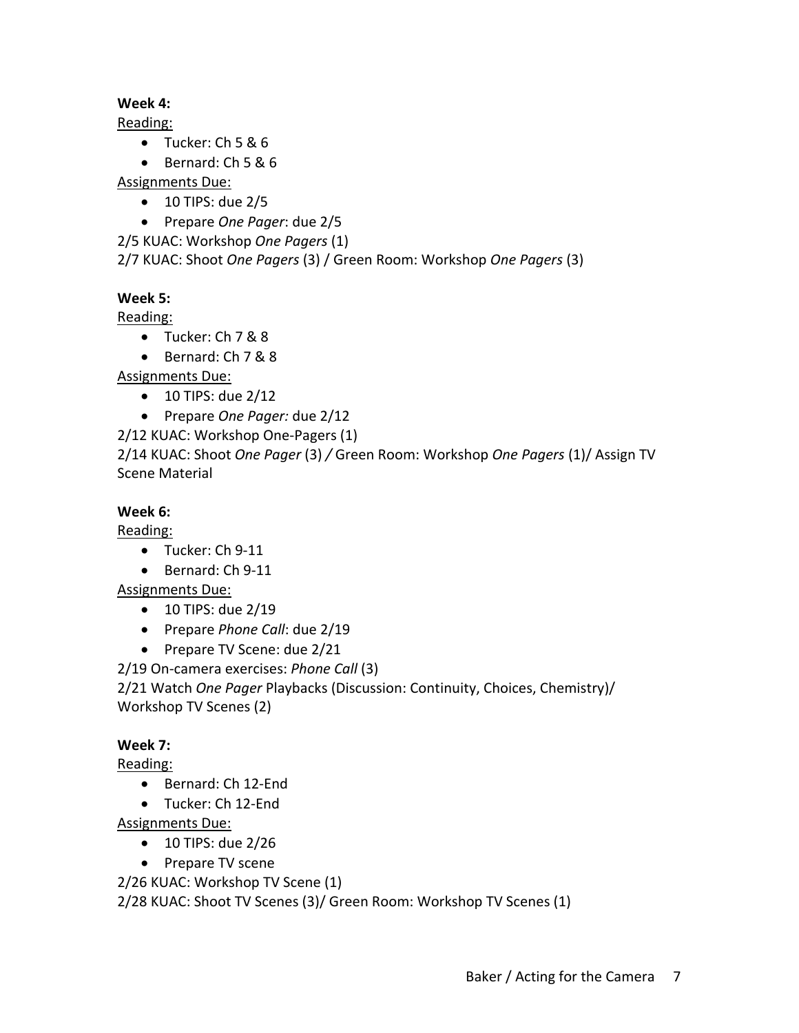**Week 4:**

Reading:

- Tucker: Ch 5 & 6
- Bernard: Ch 5 & 6

Assignments Due:

- 10 TIPS: due 2/5
- Prepare *One Pager*: due 2/5

2/5 KUAC: Workshop *One Pagers* (1)

2/7 KUAC: Shoot *One Pagers* (3) / Green Room: Workshop *One Pagers* (3)

**Week 5:**

Reading:

- Tucker: Ch 7 & 8
- Bernard: Ch 7 & 8

Assignments Due:

- 10 TIPS: due 2/12
- Prepare *One Pager:* due 2/12

2/12 KUAC: Workshop One-Pagers (1)

2/14 KUAC: Shoot *One Pager* (3) */* Green Room: Workshop *One Pagers* (1)/ Assign TV Scene Material

**Week 6:**

Reading:

- Tucker: Ch 9-11
- Bernard: Ch 9-11

Assignments Due:

- 10 TIPS: due 2/19
- Prepare *Phone Call*: due 2/19
- Prepare TV Scene: due 2/21

2/19 On-camera exercises: *Phone Call* (3)

2/21 Watch *One Pager* Playbacks (Discussion: Continuity, Choices, Chemistry)/ Workshop TV Scenes (2)

**Week 7:**

Reading:

- Bernard: Ch 12-End
- Tucker: Ch 12-End

Assignments Due:

- 10 TIPS: due 2/26
- Prepare TV scene

2/26 KUAC: Workshop TV Scene (1)

2/28 KUAC: Shoot TV Scenes (3)/ Green Room: Workshop TV Scenes (1)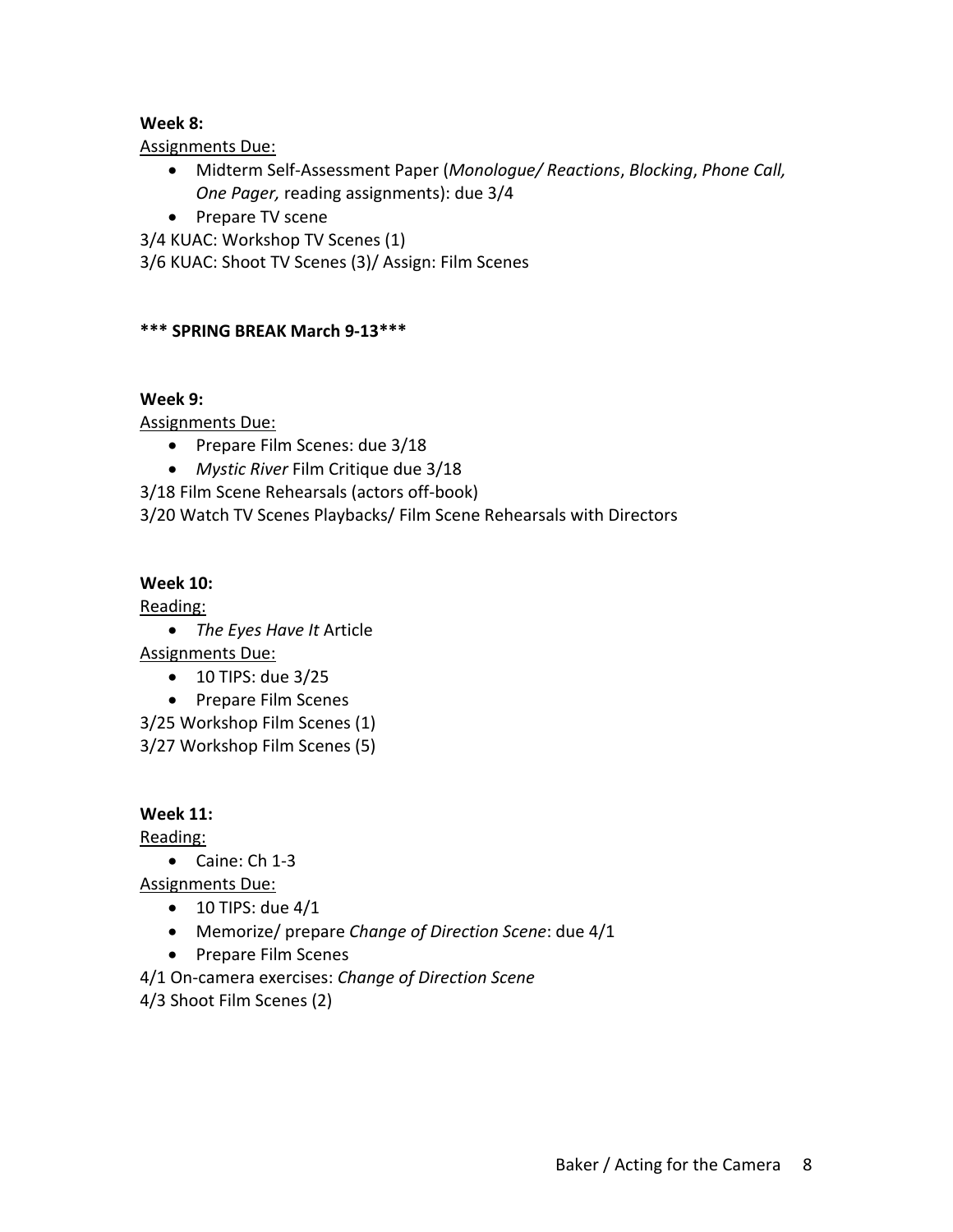**Week 8:**

Assignments Due:

- Midterm Self-Assessment Paper (*Monologue/ Reactions*, *Blocking*, *Phone Call, One Pager,* reading assignments): due 3/4
- Prepare TV scene

3/4 KUAC: Workshop TV Scenes (1)

3/6 KUAC: Shoot TV Scenes (3)/ Assign: Film Scenes

**\*\*\* SPRING BREAK March 9-13\*\*\***

**Week 9:**

Assignments Due:

- Prepare Film Scenes: due 3/18
- *Mystic River* Film Critique due 3/18

3/18 Film Scene Rehearsals (actors off-book)

3/20 Watch TV Scenes Playbacks/ Film Scene Rehearsals with Directors

**Week 10:**

Reading:

- *The Eyes Have It* Article

Assignments Due:

- 10 TIPS: due 3/25
- Prepare Film Scenes

3/25 Workshop Film Scenes (1)

3/27 Workshop Film Scenes (5)

**Week 11:**

Reading:

- Caine: Ch 1-3

Assignments Due:

- 10 TIPS: due 4/1
- Memorize/ prepare *Change of Direction Scene*: due 4/1
- Prepare Film Scenes

4/1 On-camera exercises: *Change of Direction Scene*

4/3 Shoot Film Scenes (2)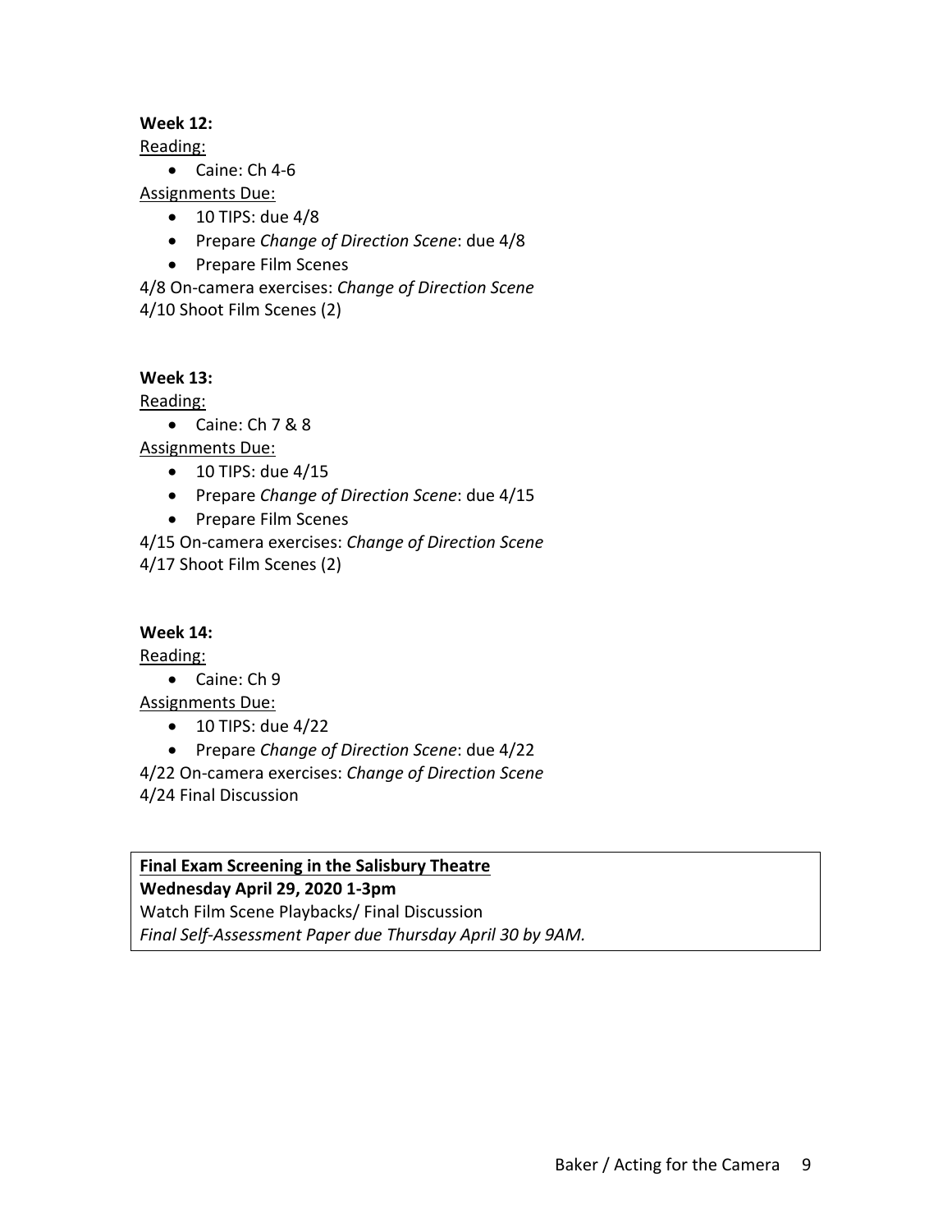**Week 12:**

Reading:

- Caine: Ch 4-6

Assignments Due:

- 10 TIPS: due 4/8
- Prepare *Change of Direction Scene*: due 4/8
- Prepare Film Scenes

4/8 On-camera exercises: *Change of Direction Scene*
4/10 Shoot Film Scenes (2)

**Week 13:**

Reading:

- Caine: Ch 7 & 8

Assignments Due:

- 10 TIPS: due 4/15
- Prepare *Change of Direction Scene*: due 4/15
- Prepare Film Scenes

4/15 On-camera exercises: *Change of Direction Scene*
4/17 Shoot Film Scenes (2)

**Week 14:**

Reading:

- Caine: Ch 9

Assignments Due:

- 10 TIPS: due 4/22
- Prepare *Change of Direction Scene*: due 4/22

4/22 On-camera exercises: *Change of Direction Scene*
4/24 Final Discussion

**Final Exam Screening in the Salisbury Theatre**
**Wednesday April 29, 2020 1-3pm**
Watch Film Scene Playbacks/ Final Discussion
*Final Self-Assessment Paper due Thursday April 30 by 9AM.*